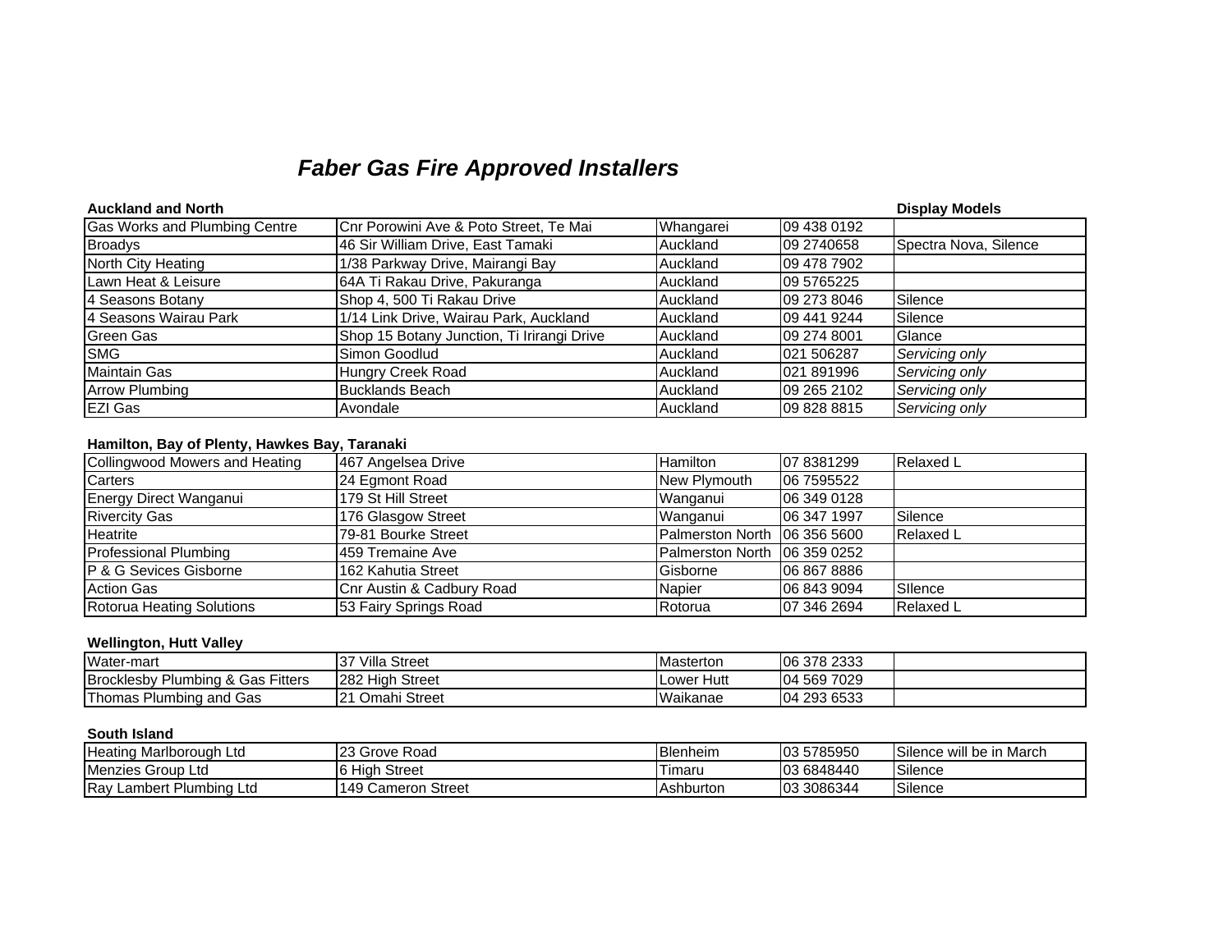# *Faber Gas Fire Approved Installers*

**Auckland and North**

| | | | | Display Models |
|---|---|---|---|---|
| Gas Works and Plumbing Centre | Cnr Porowini Ave & Poto Street, Te Mai | Whangarei | 09 438 0192 | |
| Broadys | 46 Sir William Drive, East Tamaki | Auckland | 09 2740658 | Spectra Nova, Silence |
| North City Heating | 1/38 Parkway Drive, Mairangi Bay | Auckland | 09 478 7902 | |
| Lawn Heat & Leisure | 64A Ti Rakau Drive, Pakuranga | Auckland | 09 5765225 | |
| 4 Seasons Botany | Shop 4, 500 Ti Rakau Drive | Auckland | 09 273 8046 | Silence |
| 4 Seasons Wairau Park | 1/14 Link Drive, Wairau Park, Auckland | Auckland | 09 441 9244 | Silence |
| Green Gas | Shop 15 Botany Junction, Ti Irirangi Drive | Auckland | 09 274 8001 | Glance |
| SMG | Simon Goodlud | Auckland | 021 506287 | *Servicing only* |
| Maintain Gas | Hungry Creek Road | Auckland | 021 891996 | *Servicing only* |
| Arrow Plumbing | Bucklands Beach | Auckland | 09 265 2102 | *Servicing only* |
| EZI Gas | Avondale | Auckland | 09 828 8815 | *Servicing only* |

**Hamilton, Bay of Plenty, Hawkes Bay, Taranaki**

| | | | | |
|---|---|---|---|---|
| Collingwood Mowers and Heating | 467 Angelsea Drive | Hamilton | 07 8381299 | Relaxed L |
| Carters | 24 Egmont Road | New Plymouth | 06 7595522 | |
| Energy Direct Wanganui | 179 St Hill Street | Wanganui | 06 349 0128 | |
| Rivercity Gas | 176 Glasgow Street | Wanganui | 06 347 1997 | Silence |
| Heatrite | 79-81 Bourke Street | Palmerston North | 06 356 5600 | Relaxed L |
| Professional Plumbing | 459 Tremaine Ave | Palmerston North | 06 359 0252 | |
| P & G Sevices Gisborne | 162 Kahutia Street | Gisborne | 06 867 8886 | |
| Action Gas | Cnr Austin & Cadbury Road | Napier | 06 843 9094 | SIlence |
| Rotorua Heating Solutions | 53 Fairy Springs Road | Rotorua | 07 346 2694 | Relaxed L |

**Wellington, Hutt Valley**

| | | | | |
|---|---|---|---|---|
| Water-mart | 37 Villa Street | Masterton | 06 378 2333 | |
| Brocklesby Plumbing & Gas Fitters | 282 High Street | Lower Hutt | 04 569 7029 | |
| Thomas Plumbing and Gas | 21 Omahi Street | Waikanae | 04 293 6533 | |

**South Island**

| | | | | |
|---|---|---|---|---|
| Heating Marlborough Ltd | 23 Grove Road | Blenheim | 03 5785950 | Silence will be in March |
| Menzies Group Ltd | 6 High Street | Timaru | 03 6848440 | Silence |
| Ray Lambert Plumbing Ltd | 149 Cameron Street | Ashburton | 03 3086344 | Silence |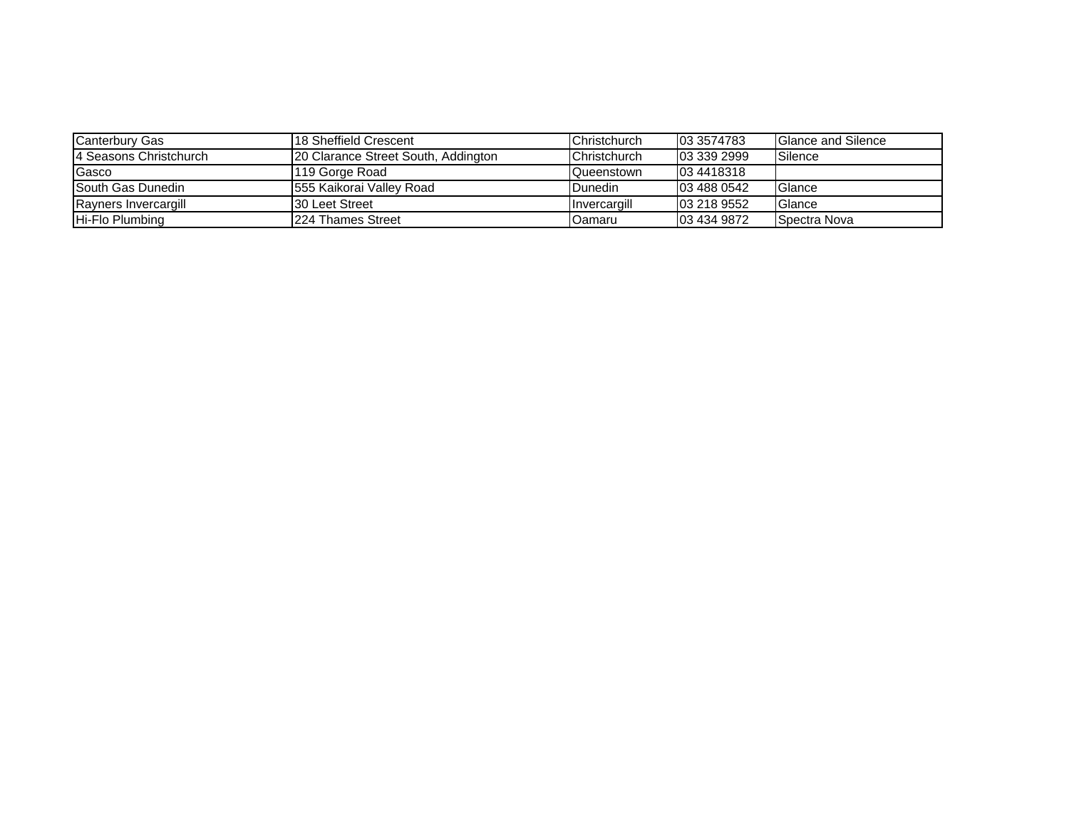| | | | | |
|---|---|---|---|---|
| Canterbury Gas | 18 Sheffield Crescent | Christchurch | 03 3574783 | Glance and Silence |
| 4 Seasons Christchurch | 20 Clarance Street South, Addington | Christchurch | 03 339 2999 | Silence |
| Gasco | 119 Gorge Road | Queenstown | 03 4418318 | |
| South Gas Dunedin | 555 Kaikorai Valley Road | Dunedin | 03 488 0542 | Glance |
| Rayners Invercargill | 30 Leet Street | Invercargill | 03 218 9552 | Glance |
| Hi-Flo Plumbing | 224 Thames Street | Oamaru | 03 434 9872 | Spectra Nova |